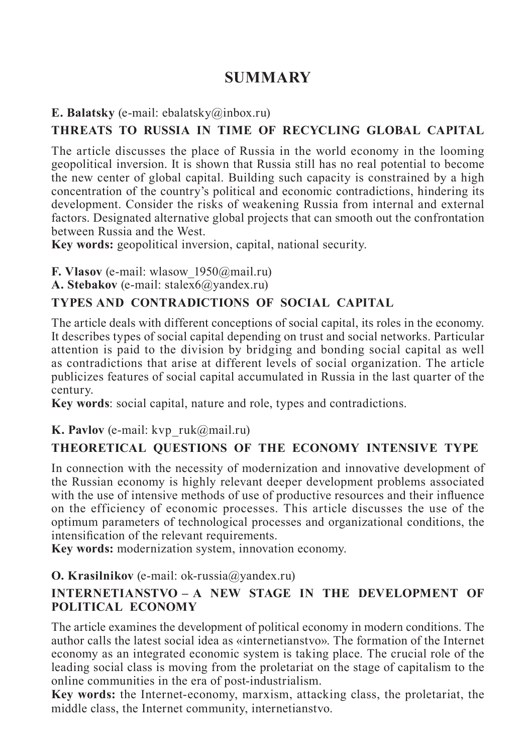# SUMMARY

**E. Balatsky** (e-mail: ebalatsky@inbox.ru)

### THREATS TO RUSSIA IN TIME OF RECYCLING GLOBAL CAPITAL

The article discusses the place of Russia in the world economy in the looming geopolitical inversion. It is shown that Russia still has no real potential to become the new center of global capital. Building such capacity is constrained by a high concentration of the country's political and economic contradictions, hindering its development. Consider the risks of weakening Russia from internal and external factors. Designated alternative global projects that can smooth out the confrontation between Russia and the West.

**Key words:** geopolitical inversion, capital, national security.

**F. Vlasov** (e-mail: wlasow_1950@mail.ru)
**A. Stebakov** (e-mail: stalex6@yandex.ru)

### TYPES AND CONTRADICTIONS OF SOCIAL CAPITAL

The article deals with different conceptions of social capital, its roles in the economy. It describes types of social capital depending on trust and social networks. Particular attention is paid to the division by bridging and bonding social capital as well as contradictions that arise at different levels of social organization. The article publicizes features of social capital accumulated in Russia in the last quarter of the century.

**Key words**: social capital, nature and role, types and contradictions.

**K. Pavlov** (e-mail: kvp_ruk@mail.ru)

### THEORETICAL QUESTIONS OF THE ECONOMY INTENSIVE TYPE

In connection with the necessity of modernization and innovative development of the Russian economy is highly relevant deeper development problems associated with the use of intensive methods of use of productive resources and their influence on the efficiency of economic processes. This article discusses the use of the optimum parameters of technological processes and organizational conditions, the intensification of the relevant requirements.

**Key words:** modernization system, innovation economy.

**O. Krasilnikov** (e-mail: ok-russia@yandex.ru)

### INTERNETIANSTVO – A NEW STAGE IN THE DEVELOPMENT OF POLITICAL ECONOMY

The article examines the development of political economy in modern conditions. The author calls the latest social idea as «internetianstvo». The formation of the Internet economy as an integrated economic system is taking place. The crucial role of the leading social class is moving from the proletariat on the stage of capitalism to the online communities in the era of post-industrialism.

**Key words:** the Internet-economy, marxism, attacking class, the proletariat, the middle class, the Internet community, internetianstvo.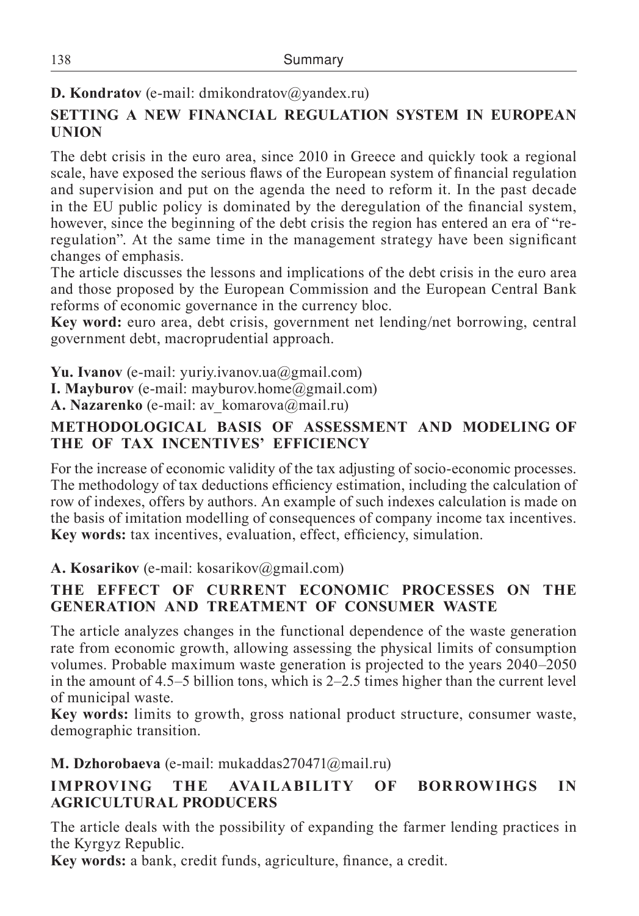**D. Kondratov** (e-mail: dmikondratov@yandex.ru)

## SETTING A NEW FINANCIAL REGULATION SYSTEM IN EUROPEAN UNION

The debt crisis in the euro area, since 2010 in Greece and quickly took a regional scale, have exposed the serious flaws of the European system of financial regulation and supervision and put on the agenda the need to reform it. In the past decade in the EU public policy is dominated by the deregulation of the financial system, however, since the beginning of the debt crisis the region has entered an era of "re-regulation". At the same time in the management strategy have been significant changes of emphasis.

The article discusses the lessons and implications of the debt crisis in the euro area and those proposed by the European Commission and the European Central Bank reforms of economic governance in the currency bloc.

**Key word:** euro area, debt crisis, government net lending/net borrowing, central government debt, macroprudential approach.

**Yu. Ivanov** (e-mail: yuriy.ivanov.ua@gmail.com)
**I. Mayburov** (e-mail: mayburov.home@gmail.com)
**A. Nazarenko** (e-mail: av_komarova@mail.ru)

## METHODOLOGICAL BASIS OF ASSESSMENT AND MODELING OF THE OF TAX INCENTIVES' EFFICIENCY

For the increase of economic validity of the tax adjusting of socio-economic processes. The methodology of tax deductions efficiency estimation, including the calculation of row of indexes, offers by authors. An example of such indexes calculation is made on the basis of imitation modelling of consequences of company income tax incentives.
**Key words:** tax incentives, evaluation, effect, efficiency, simulation.

**A. Kosarikov** (e-mail: kosarikov@gmail.com)

## THE EFFECT OF CURRENT ECONOMIC PROCESSES ON THE GENERATION AND TREATMENT OF CONSUMER WASTE

The article analyzes changes in the functional dependence of the waste generation rate from economic growth, allowing assessing the physical limits of consumption volumes. Probable maximum waste generation is projected to the years 2040–2050 in the amount of 4.5–5 billion tons, which is 2–2.5 times higher than the current level of municipal waste.

**Key words:** limits to growth, gross national product structure, consumer waste, demographic transition.

**M. Dzhorobaeva** (e-mail: mukaddas270471@mail.ru)

## IMPROVING THE AVAILABILITY OF BORROWIHGS IN AGRICULTURAL PRODUCERS

The article deals with the possibility of expanding the farmer lending practices in the Kyrgyz Republic.

**Key words:** a bank, credit funds, agriculture, finance, a credit.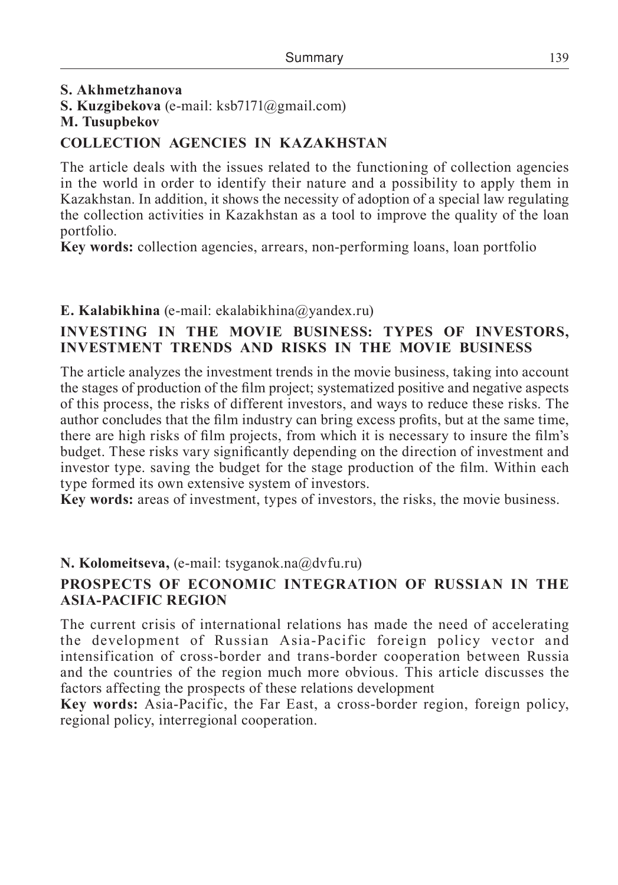**S. Akhmetzhanova**
**S. Kuzgibekova** (e-mail: ksb7171@gmail.com)
**M. Tusupbekov**

### COLLECTION AGENCIES IN KAZAKHSTAN

The article deals with the issues related to the functioning of collection agencies in the world in order to identify their nature and a possibility to apply them in Kazakhstan. In addition, it shows the necessity of adoption of a special law regulating the collection activities in Kazakhstan as a tool to improve the quality of the loan portfolio.

**Key words:** collection agencies, arrears, non-performing loans, loan portfolio

**E. Kalabikhina** (e-mail: ekalabikhina@yandex.ru)

### INVESTING IN THE MOVIE BUSINESS: TYPES OF INVESTORS, INVESTMENT TRENDS AND RISKS IN THE MOVIE BUSINESS

The article analyzes the investment trends in the movie business, taking into account the stages of production of the film project; systematized positive and negative aspects of this process, the risks of different investors, and ways to reduce these risks. The author concludes that the film industry can bring excess profits, but at the same time, there are high risks of film projects, from which it is necessary to insure the film's budget. These risks vary significantly depending on the direction of investment and investor type. saving the budget for the stage production of the film. Within each type formed its own extensive system of investors.

**Key words:** areas of investment, types of investors, the risks, the movie business.

**N. Kolomeitseva,** (e-mail: tsyganok.na@dvfu.ru)

### PROSPECTS OF ECONOMIC INTEGRATION OF RUSSIAN IN THE ASIA-PACIFIC REGION

The current crisis of international relations has made the need of accelerating the development of Russian Asia-Pacific foreign policy vector and intensification of cross-border and trans-border cooperation between Russia and the countries of the region much more obvious. This article discusses the factors affecting the prospects of these relations development

**Key words:** Asia-Pacific, the Far East, a cross-border region, foreign policy, regional policy, interregional cooperation.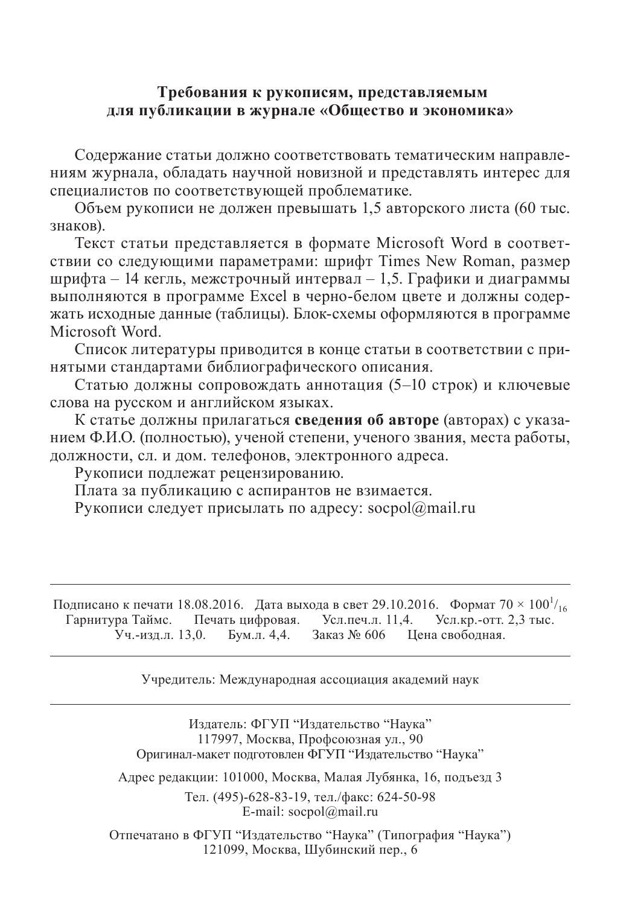## Требования к рукописям, представляемым для публикации в журнале «Общество и экономика»

Содержание статьи должно соответствовать тематическим направлениям журнала, обладать научной новизной и представлять интерес для специалистов по соответствующей проблематике.

Объем рукописи не должен превышать 1,5 авторского листа (60 тыс. знаков).

Текст статьи представляется в формате Microsoft Word в соответствии со следующими параметрами: шрифт Times New Roman, размер шрифта – 14 кегль, межстрочный интервал – 1,5. Графики и диаграммы выполняются в программе Excel в черно-белом цвете и должны содержать исходные данные (таблицы). Блок-схемы оформляются в программе Microsoft Word.

Список литературы приводится в конце статьи в соответствии с принятыми стандартами библиографического описания.

Статью должны сопровождать аннотация (5–10 строк) и ключевые слова на русском и английском языках.

К статье должны прилагаться **сведения об авторе** (авторах) с указанием Ф.И.О. (полностью), ученой степени, ученого звания, места работы, должности, сл. и дом. телефонов, электронного адреса.

Рукописи подлежат рецензированию.

Плата за публикацию с аспирантов не взимается.

Рукописи следует присылать по адресу: socpol@mail.ru

---

Подписано к печати 18.08.2016. Дата выхода в свет 29.10.2016. Формат $70 \times 100^{1}/_{16}$
Гарнитура Таймс. Печать цифровая. Усл.печ.л. 11,4. Усл.кр.-отт. 2,3 тыс.
Уч.-изд.л. 13,0. Бум.л. 4,4. Заказ № 606 Цена свободная.

---

Учредитель: Международная ассоциация академий наук

---

Издатель: ФГУП “Издательство “Наука”
117997, Москва, Профсоюзная ул., 90
Оригинал-макет подготовлен ФГУП “Издательство “Наука”

Адрес редакции: 101000, Москва, Малая Лубянка, 16, подъезд 3

Тел. (495)-628-83-19, тел./факс: 624-50-98
E-mail: socpol@mail.ru

Отпечатано в ФГУП “Издательство “Наука” (Типография “Наука”)
121099, Москва, Шубинский пер., 6